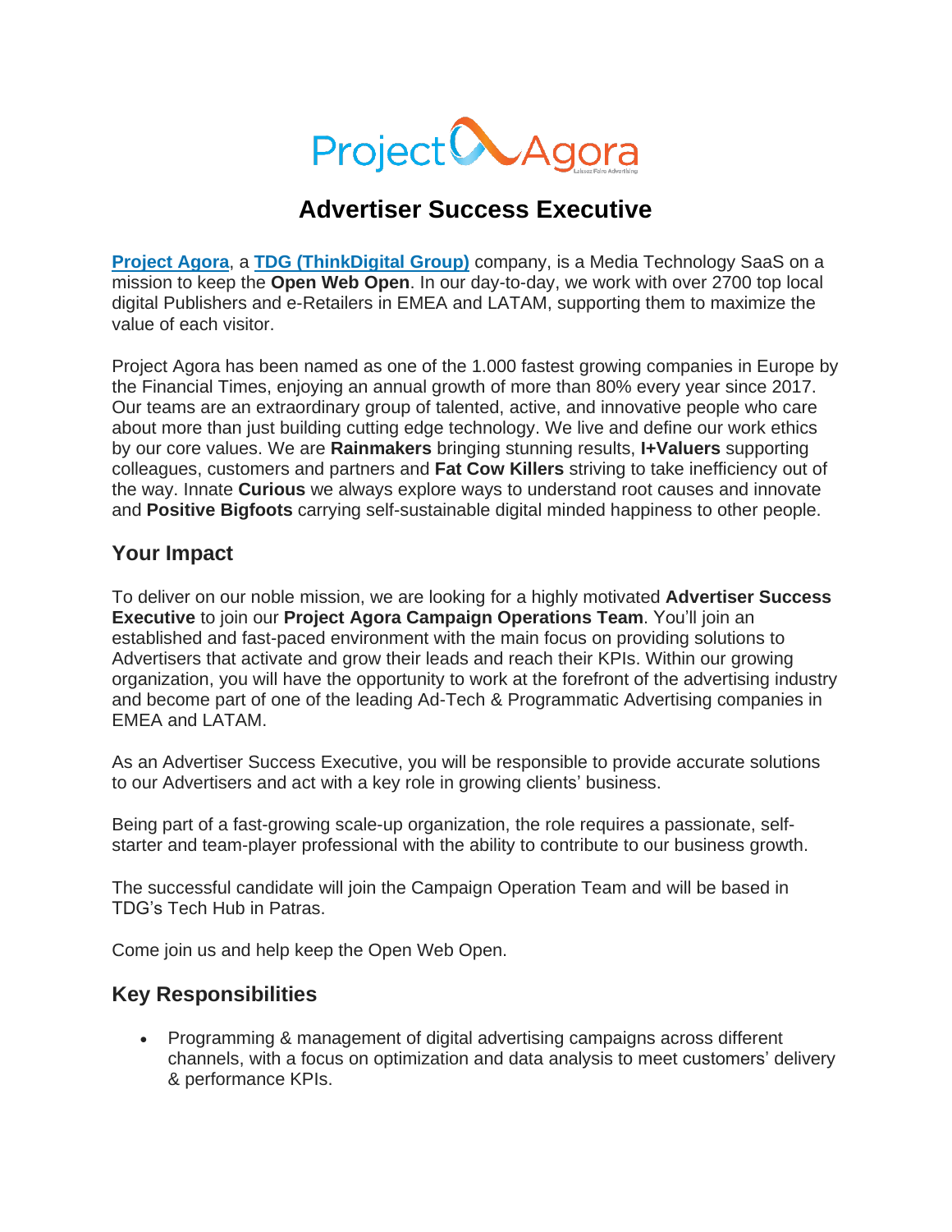# Advertiser Success Executive

**[Project Agora](#)**, a **[TDG (ThinkDigital Group)](#)** company, is a Media Technology SaaS on a mission to keep the **Open Web Open**. In our day-to-day, we work with over 2700 top local digital Publishers and e-Retailers in EMEA and LATAM, supporting them to maximize the value of each visitor.

Project Agora has been named as one of the 1.000 fastest growing companies in Europe by the Financial Times, enjoying an annual growth of more than 80% every year since 2017. Our teams are an extraordinary group of talented, active, and innovative people who care about more than just building cutting edge technology. We live and define our work ethics by our core values. We are **Rainmakers** bringing stunning results, **I+Valuers** supporting colleagues, customers and partners and **Fat Cow Killers** striving to take inefficiency out of the way. Innate **Curious** we always explore ways to understand root causes and innovate and **Positive Bigfoots** carrying self-sustainable digital minded happiness to other people.

## Your Impact

To deliver on our noble mission, we are looking for a highly motivated **Advertiser Success Executive** to join our **Project Agora Campaign Operations Team**. You'll join an established and fast-paced environment with the main focus on providing solutions to Advertisers that activate and grow their leads and reach their KPIs. Within our growing organization, you will have the opportunity to work at the forefront of the advertising industry and become part of one of the leading Ad-Tech & Programmatic Advertising companies in EMEA and LATAM.

As an Advertiser Success Executive, you will be responsible to provide accurate solutions to our Advertisers and act with a key role in growing clients' business.

Being part of a fast-growing scale-up organization, the role requires a passionate, self-starter and team-player professional with the ability to contribute to our business growth.

The successful candidate will join the Campaign Operation Team and will be based in TDG's Tech Hub in Patras.

Come join us and help keep the Open Web Open.

## Key Responsibilities

- Programming & management of digital advertising campaigns across different channels, with a focus on optimization and data analysis to meet customers' delivery & performance KPIs.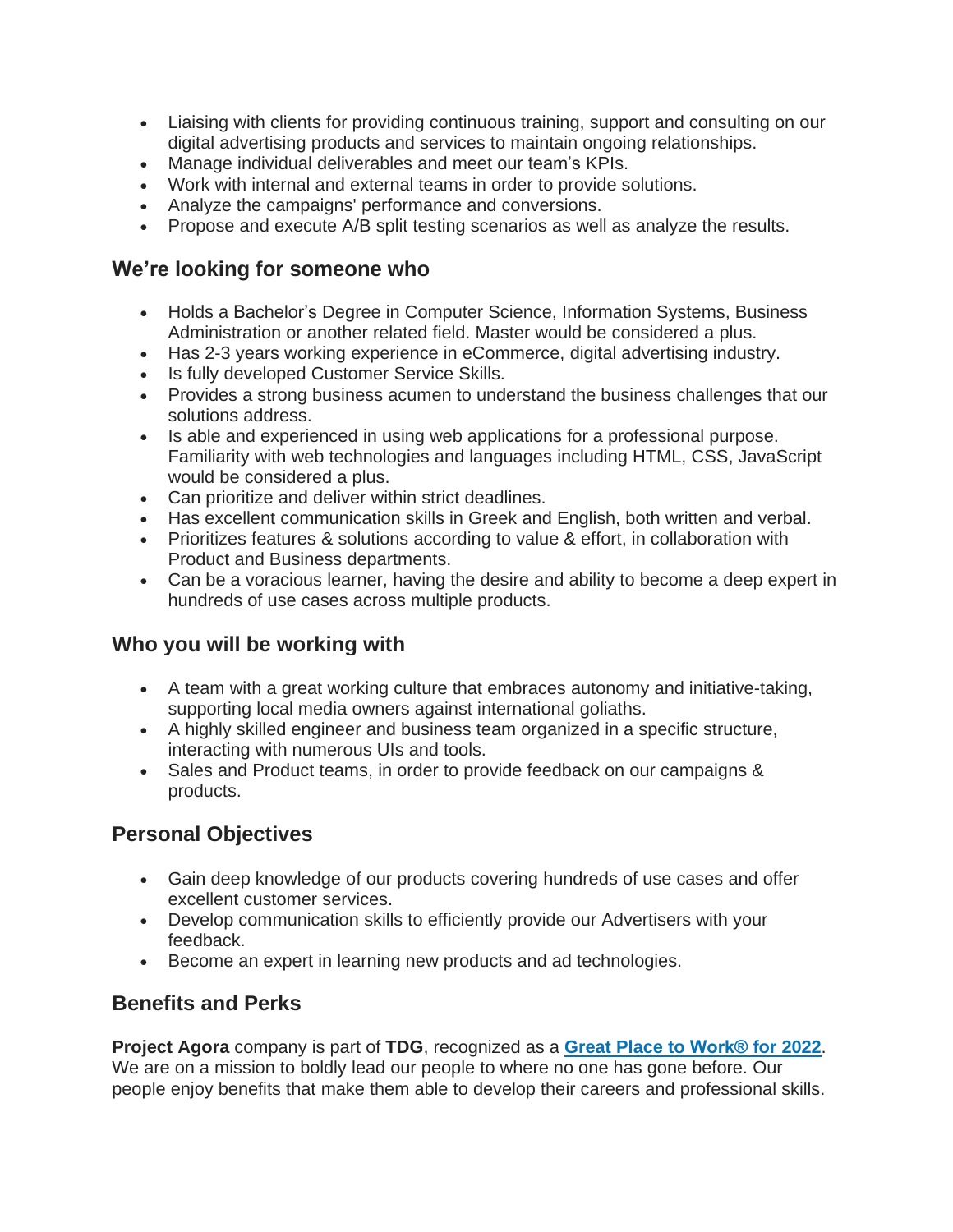- Liaising with clients for providing continuous training, support and consulting on our digital advertising products and services to maintain ongoing relationships.
- Manage individual deliverables and meet our team's KPIs.
- Work with internal and external teams in order to provide solutions.
- Analyze the campaigns' performance and conversions.
- Propose and execute A/B split testing scenarios as well as analyze the results.

## We're looking for someone who

- Holds a Bachelor's Degree in Computer Science, Information Systems, Business Administration or another related field. Master would be considered a plus.
- Has 2-3 years working experience in eCommerce, digital advertising industry.
- Is fully developed Customer Service Skills.
- Provides a strong business acumen to understand the business challenges that our solutions address.
- Is able and experienced in using web applications for a professional purpose. Familiarity with web technologies and languages including HTML, CSS, JavaScript would be considered a plus.
- Can prioritize and deliver within strict deadlines.
- Has excellent communication skills in Greek and English, both written and verbal.
- Prioritizes features & solutions according to value & effort, in collaboration with Product and Business departments.
- Can be a voracious learner, having the desire and ability to become a deep expert in hundreds of use cases across multiple products.

## Who you will be working with

- A team with a great working culture that embraces autonomy and initiative-taking, supporting local media owners against international goliaths.
- A highly skilled engineer and business team organized in a specific structure, interacting with numerous UIs and tools.
- Sales and Product teams, in order to provide feedback on our campaigns & products.

## Personal Objectives

- Gain deep knowledge of our products covering hundreds of use cases and offer excellent customer services.
- Develop communication skills to efficiently provide our Advertisers with your feedback.
- Become an expert in learning new products and ad technologies.

## Benefits and Perks

**Project Agora** company is part of **TDG**, recognized as a **Great Place to Work® for 2022**. We are on a mission to boldly lead our people to where no one has gone before. Our people enjoy benefits that make them able to develop their careers and professional skills.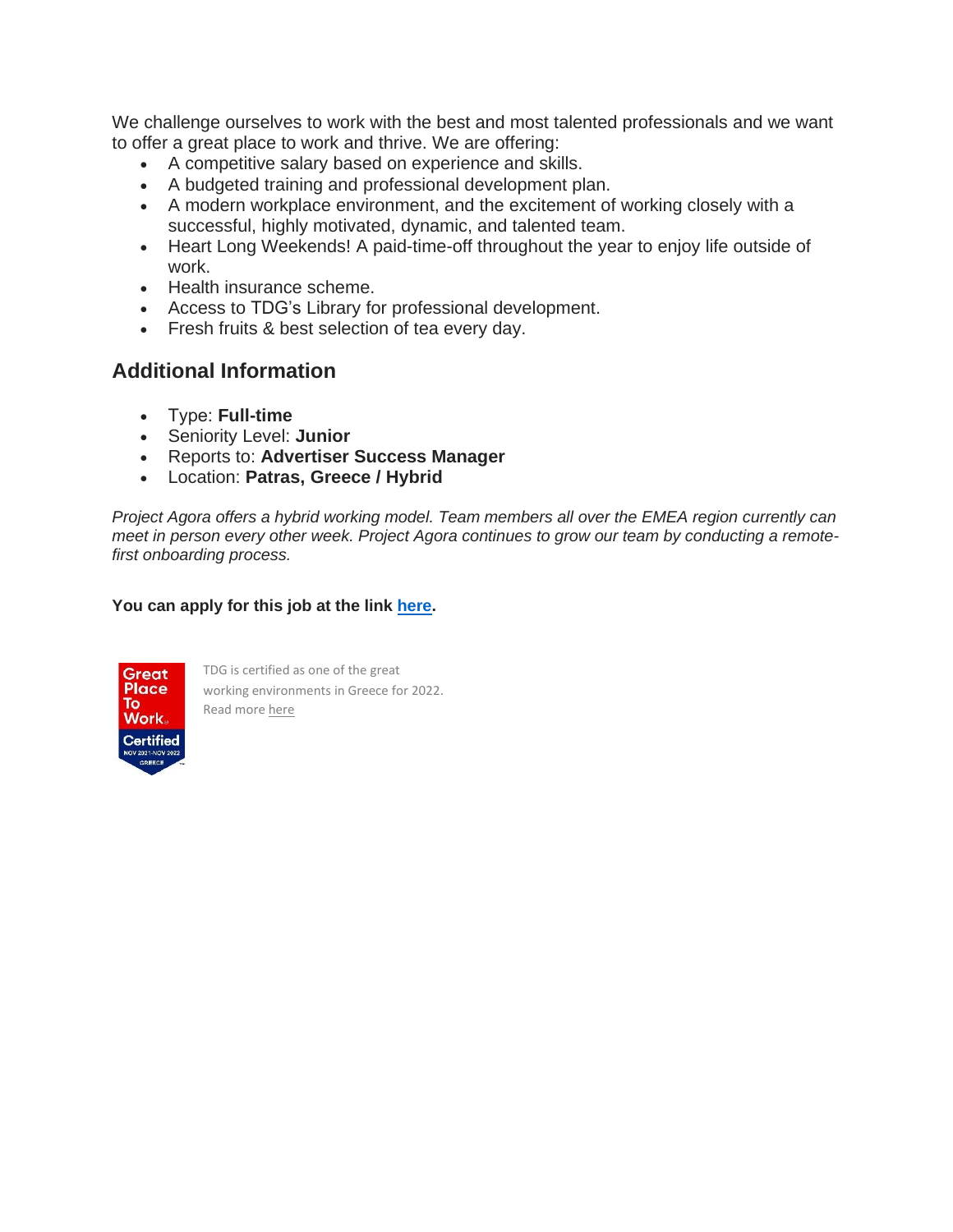We challenge ourselves to work with the best and most talented professionals and we want to offer a great place to work and thrive. We are offering:

- A competitive salary based on experience and skills.
- A budgeted training and professional development plan.
- A modern workplace environment, and the excitement of working closely with a successful, highly motivated, dynamic, and talented team.
- Heart Long Weekends! A paid-time-off throughout the year to enjoy life outside of work.
- Health insurance scheme.
- Access to TDG's Library for professional development.
- Fresh fruits & best selection of tea every day.

## Additional Information

- Type: **Full-time**
- Seniority Level: **Junior**
- Reports to: **Advertiser Success Manager**
- Location: **Patras, Greece / Hybrid**

*Project Agora offers a hybrid working model. Team members all over the EMEA region currently can meet in person every other week. Project Agora continues to grow our team by conducting a remote-first onboarding process.*

**You can apply for this job at the link here.**

Great Place To Work. Certified NOV 2021-NOV 2022 GREECE

TDG is certified as one of the great working environments in Greece for 2022. Read more here